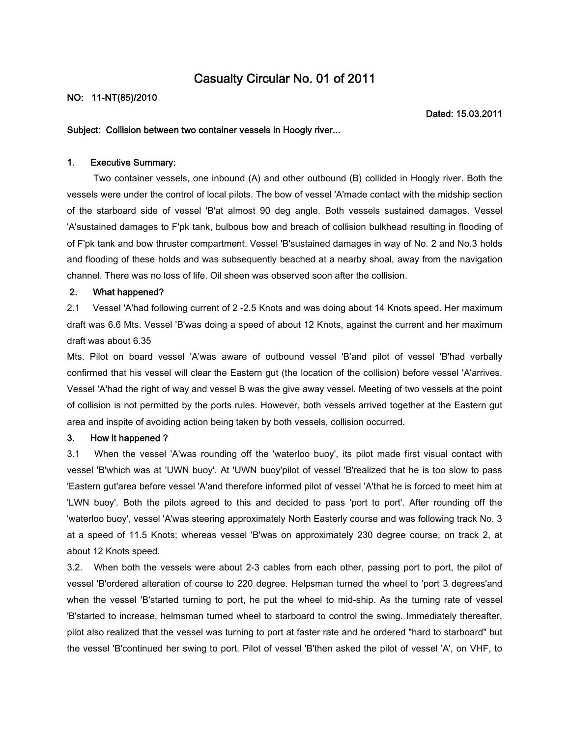# Casualty Circular No. 01 of 2011

**NO: 11-NT(85)/2010**

**Dated: 15.03.2011**

**Subject: Collision between two container vessels in Hoogly river...**

## 1. Executive Summary:

Two container vessels, one inbound (A) and other outbound (B) collided in Hoogly river. Both the vessels were under the control of local pilots. The bow of vessel 'A'made contact with the midship section of the starboard side of vessel 'B'at almost 90 deg angle. Both vessels sustained damages. Vessel 'A'sustained damages to F'pk tank, bulbous bow and breach of collision bulkhead resulting in flooding of of F'pk tank and bow thruster compartment. Vessel 'B'sustained damages in way of No. 2 and No.3 holds and flooding of these holds and was subsequently beached at a nearby shoal, away from the navigation channel. There was no loss of life. Oil sheen was observed soon after the collision.

## 2. What happened?

2.1 Vessel 'A'had following current of 2 -2.5 Knots and was doing about 14 Knots speed. Her maximum draft was 6.6 Mts. Vessel 'B'was doing a speed of about 12 Knots, against the current and her maximum draft was about 6.35 Mts. Pilot on board vessel 'A'was aware of outbound vessel 'B'and pilot of vessel 'B'had verbally confirmed that his vessel will clear the Eastern gut (the location of the collision) before vessel 'A'arrives. Vessel 'A'had the right of way and vessel B was the give away vessel. Meeting of two vessels at the point of collision is not permitted by the ports rules. However, both vessels arrived together at the Eastern gut area and inspite of avoiding action being taken by both vessels, collision occurred.

## 3. How it happened ?

3.1 When the vessel 'A'was rounding off the 'waterloo buoy', its pilot made first visual contact with vessel 'B'which was at 'UWN buoy'. At 'UWN buoy'pilot of vessel 'B'realized that he is too slow to pass 'Eastern gut'area before vessel 'A'and therefore informed pilot of vessel 'A'that he is forced to meet him at 'LWN buoy'. Both the pilots agreed to this and decided to pass 'port to port'. After rounding off the 'waterloo buoy', vessel 'A'was steering approximately North Easterly course and was following track No. 3 at a speed of 11.5 Knots; whereas vessel 'B'was on approximately 230 degree course, on track 2, at about 12 Knots speed.

3.2. When both the vessels were about 2-3 cables from each other, passing port to port, the pilot of vessel 'B'ordered alteration of course to 220 degree. Helpsman turned the wheel to 'port 3 degrees'and when the vessel 'B'started turning to port, he put the wheel to mid-ship. As the turning rate of vessel 'B'started to increase, helmsman turned wheel to starboard to control the swing. Immediately thereafter, pilot also realized that the vessel was turning to port at faster rate and he ordered "hard to starboard" but the vessel 'B'continued her swing to port. Pilot of vessel 'B'then asked the pilot of vessel 'A', on VHF, to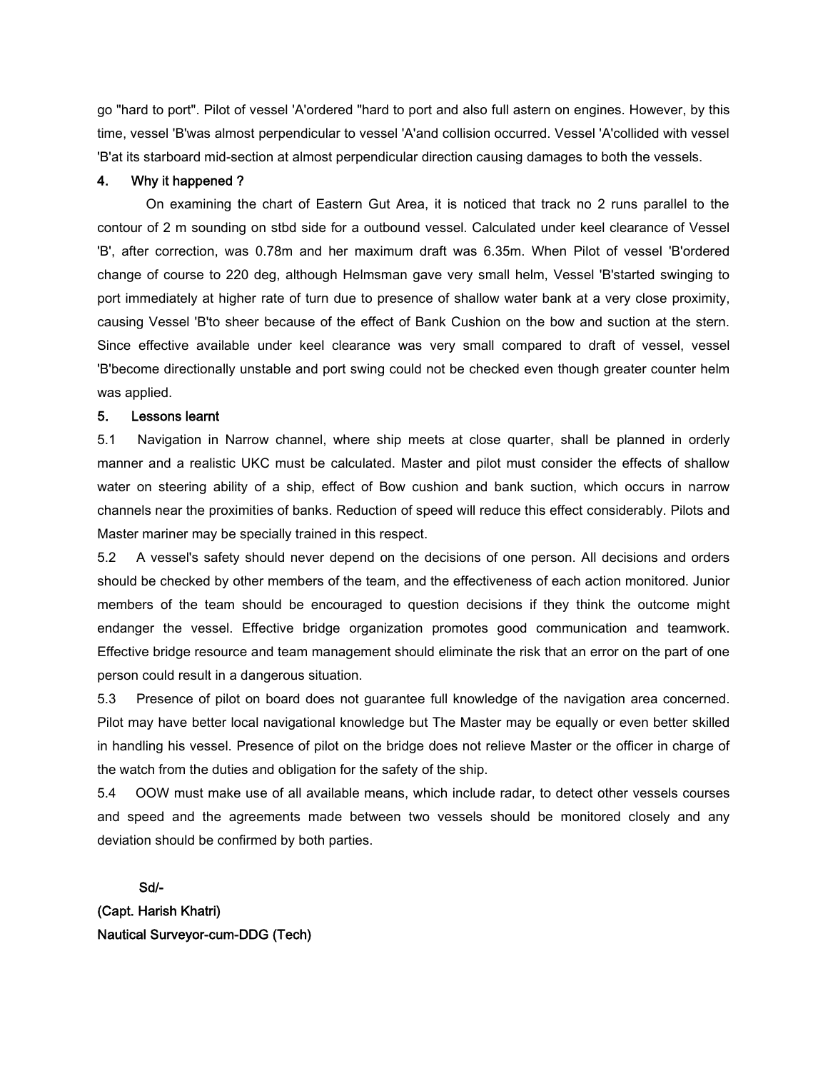go "hard to port". Pilot of vessel 'A'ordered "hard to port and also full astern on engines. However, by this time, vessel 'B'was almost perpendicular to vessel 'A'and collision occurred. Vessel 'A'collided with vessel 'B'at its starboard mid-section at almost perpendicular direction causing damages to both the vessels.

## 4. Why it happened ?

On examining the chart of Eastern Gut Area, it is noticed that track no 2 runs parallel to the contour of 2 m sounding on stbd side for a outbound vessel. Calculated under keel clearance of Vessel 'B', after correction, was 0.78m and her maximum draft was 6.35m. When Pilot of vessel 'B'ordered change of course to 220 deg, although Helmsman gave very small helm, Vessel 'B'started swinging to port immediately at higher rate of turn due to presence of shallow water bank at a very close proximity, causing Vessel 'B'to sheer because of the effect of Bank Cushion on the bow and suction at the stern. Since effective available under keel clearance was very small compared to draft of vessel, vessel 'B'become directionally unstable and port swing could not be checked even though greater counter helm was applied.

## 5. Lessons learnt

5.1 Navigation in Narrow channel, where ship meets at close quarter, shall be planned in orderly manner and a realistic UKC must be calculated. Master and pilot must consider the effects of shallow water on steering ability of a ship, effect of Bow cushion and bank suction, which occurs in narrow channels near the proximities of banks. Reduction of speed will reduce this effect considerably. Pilots and Master mariner may be specially trained in this respect.

5.2 A vessel's safety should never depend on the decisions of one person. All decisions and orders should be checked by other members of the team, and the effectiveness of each action monitored. Junior members of the team should be encouraged to question decisions if they think the outcome might endanger the vessel. Effective bridge organization promotes good communication and teamwork. Effective bridge resource and team management should eliminate the risk that an error on the part of one person could result in a dangerous situation.

5.3 Presence of pilot on board does not guarantee full knowledge of the navigation area concerned. Pilot may have better local navigational knowledge but The Master may be equally or even better skilled in handling his vessel. Presence of pilot on the bridge does not relieve Master or the officer in charge of the watch from the duties and obligation for the safety of the ship.

5.4 OOW must make use of all available means, which include radar, to detect other vessels courses and speed and the agreements made between two vessels should be monitored closely and any deviation should be confirmed by both parties.

**Sd/-**

**(Capt. Harish Khatri)**

**Nautical Surveyor-cum-DDG (Tech)**